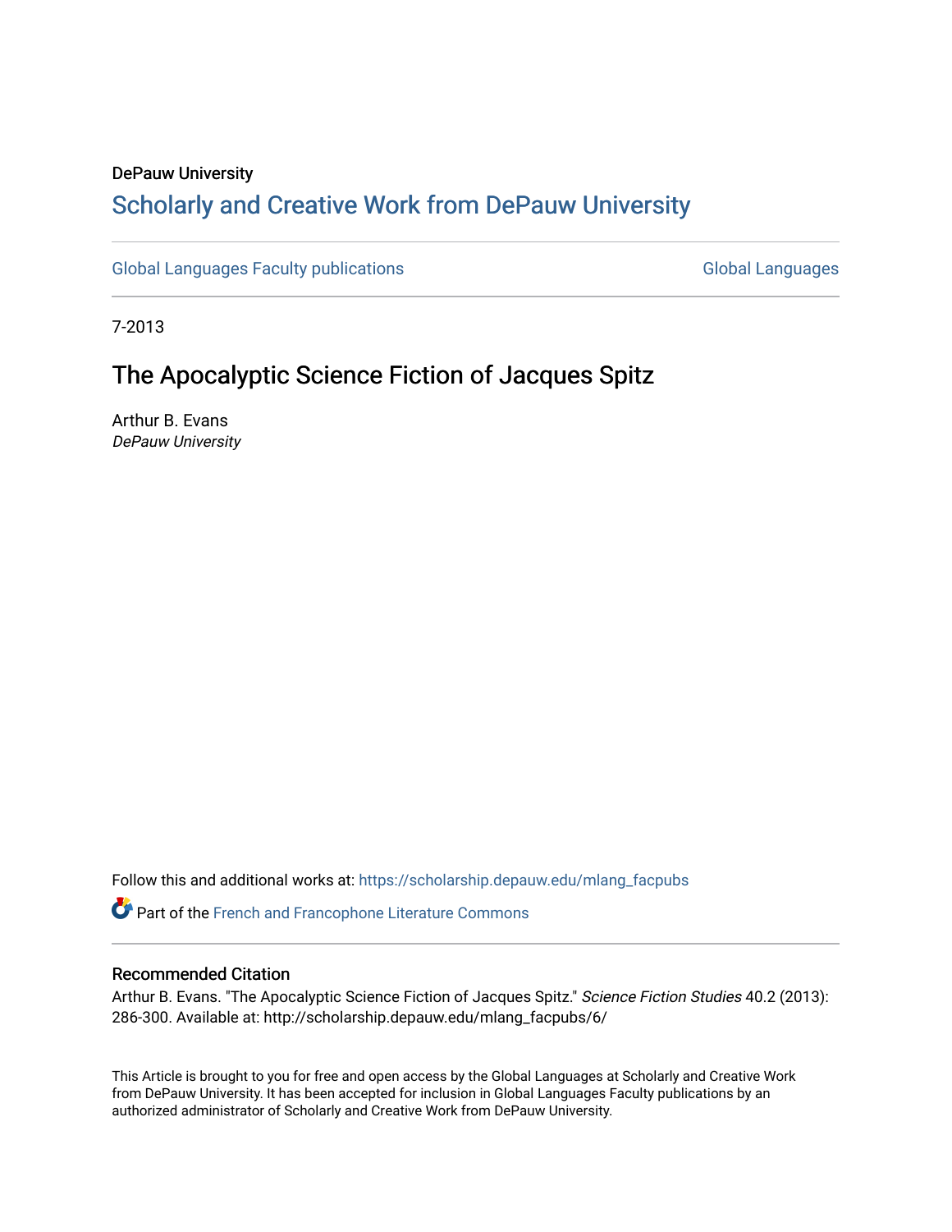DePauw University

# Scholarly and Creative Work from DePauw University

Global Languages Faculty publications | Global Languages

7-2013

## The Apocalyptic Science Fiction of Jacques Spitz

Arthur B. Evans
*DePauw University*

Follow this and additional works at: https://scholarship.depauw.edu/mlang_facpubs

Part of the French and Francophone Literature Commons

### Recommended Citation

Arthur B. Evans. "The Apocalyptic Science Fiction of Jacques Spitz." *Science Fiction Studies* 40.2 (2013): 286-300. Available at: http://scholarship.depauw.edu/mlang_facpubs/6/

This Article is brought to you for free and open access by the Global Languages at Scholarly and Creative Work from DePauw University. It has been accepted for inclusion in Global Languages Faculty publications by an authorized administrator of Scholarly and Creative Work from DePauw University.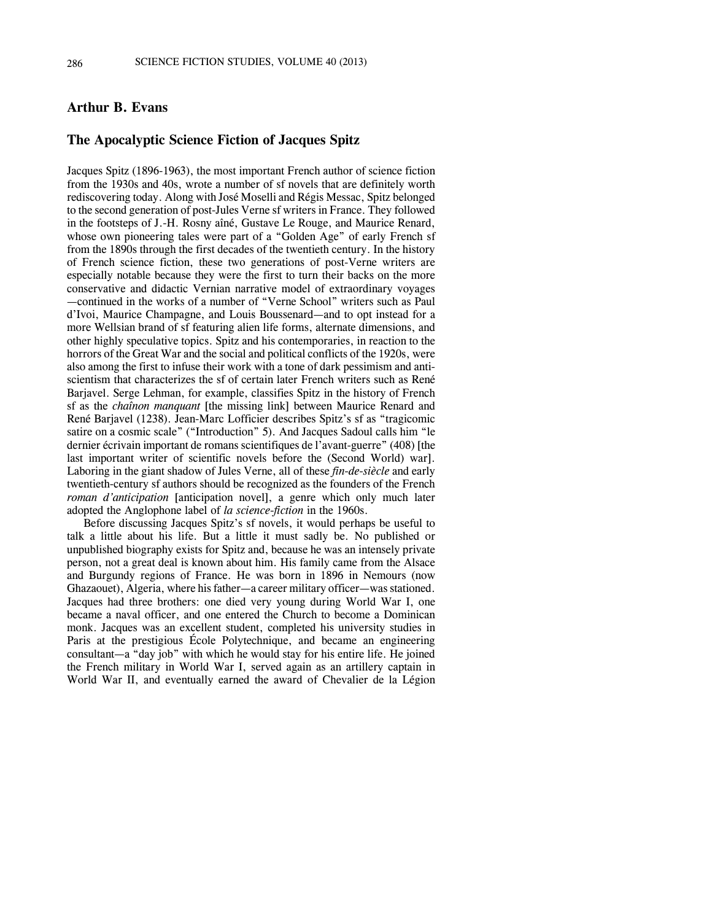## Arthur B. Evans

## The Apocalyptic Science Fiction of Jacques Spitz

Jacques Spitz (1896-1963), the most important French author of science fiction from the 1930s and 40s, wrote a number of sf novels that are definitely worth rediscovering today. Along with José Moselli and Régis Messac, Spitz belonged to the second generation of post-Jules Verne sf writers in France. They followed in the footsteps of J.-H. Rosny aîné, Gustave Le Rouge, and Maurice Renard, whose own pioneering tales were part of a "Golden Age" of early French sf from the 1890s through the first decades of the twentieth century. In the history of French science fiction, these two generations of post-Verne writers are especially notable because they were the first to turn their backs on the more conservative and didactic Vernian narrative model of extraordinary voyages —continued in the works of a number of "Verne School" writers such as Paul d'Ivoi, Maurice Champagne, and Louis Boussenard—and to opt instead for a more Wellsian brand of sf featuring alien life forms, alternate dimensions, and other highly speculative topics. Spitz and his contemporaries, in reaction to the horrors of the Great War and the social and political conflicts of the 1920s, were also among the first to infuse their work with a tone of dark pessimism and anti-scientism that characterizes the sf of certain later French writers such as René Barjavel. Serge Lehman, for example, classifies Spitz in the history of French sf as the *chaînon manquant* [the missing link] between Maurice Renard and René Barjavel (1238). Jean-Marc Lofficier describes Spitz's sf as "tragicomic satire on a cosmic scale" ("Introduction" 5). And Jacques Sadoul calls him "le dernier écrivain important de romans scientifiques de l'avant-guerre" (408) [the last important writer of scientific novels before the (Second World) war]. Laboring in the giant shadow of Jules Verne, all of these *fin-de-siècle* and early twentieth-century sf authors should be recognized as the founders of the French *roman d'anticipation* [anticipation novel], a genre which only much later adopted the Anglophone label of *la science-fiction* in the 1960s.

Before discussing Jacques Spitz's sf novels, it would perhaps be useful to talk a little about his life. But a little it must sadly be. No published or unpublished biography exists for Spitz and, because he was an intensely private person, not a great deal is known about him. His family came from the Alsace and Burgundy regions of France. He was born in 1896 in Nemours (now Ghazaouet), Algeria, where his father—a career military officer—was stationed. Jacques had three brothers: one died very young during World War I, one became a naval officer, and one entered the Church to become a Dominican monk. Jacques was an excellent student, completed his university studies in Paris at the prestigious École Polytechnique, and became an engineering consultant—a "day job" with which he would stay for his entire life. He joined the French military in World War I, served again as an artillery captain in World War II, and eventually earned the award of Chevalier de la Légion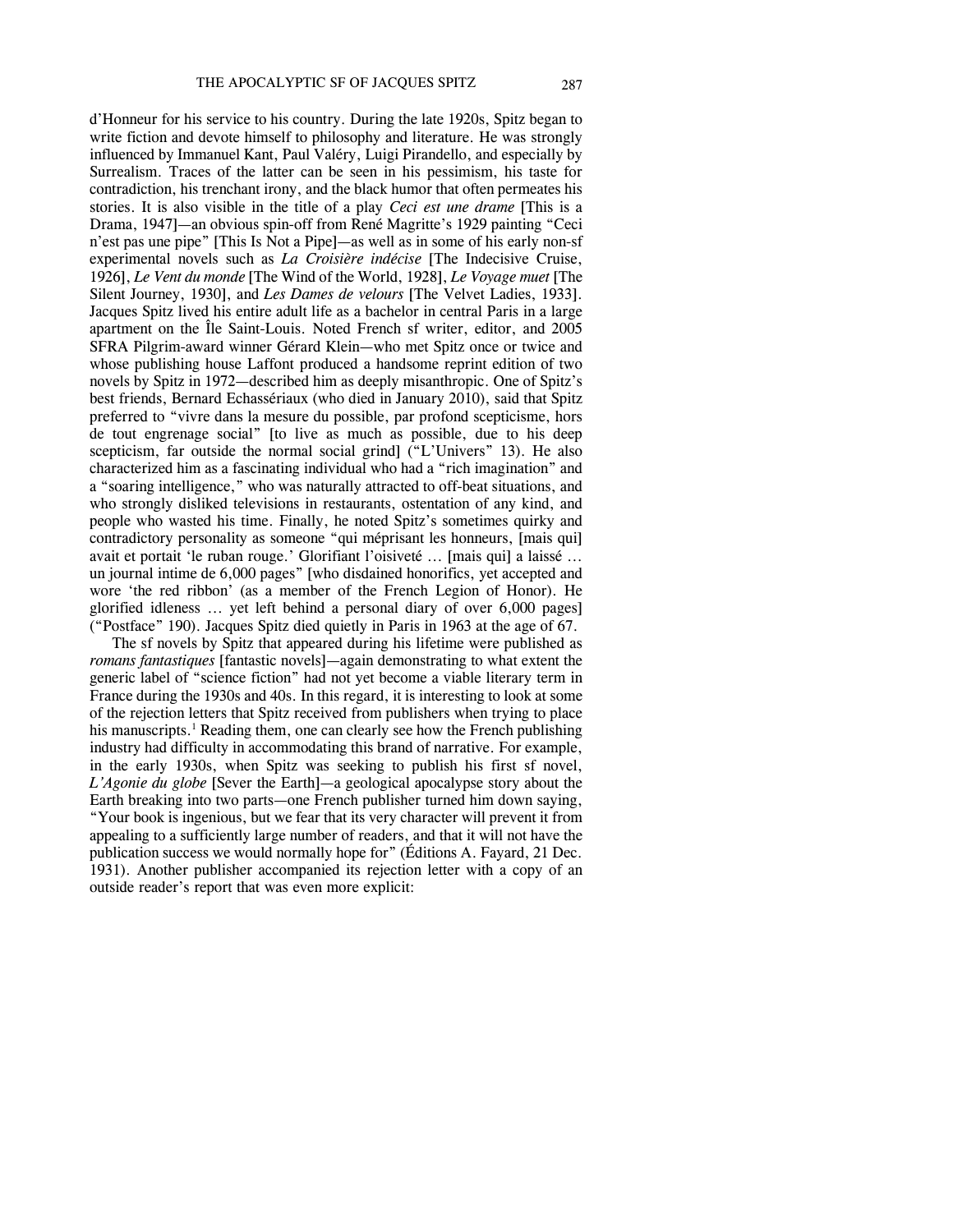d'Honneur for his service to his country. During the late 1920s, Spitz began to write fiction and devote himself to philosophy and literature. He was strongly influenced by Immanuel Kant, Paul Valéry, Luigi Pirandello, and especially by Surrealism. Traces of the latter can be seen in his pessimism, his taste for contradiction, his trenchant irony, and the black humor that often permeates his stories. It is also visible in the title of a play *Ceci est une drame* [This is a Drama, 1947]—an obvious spin-off from René Magritte's 1929 painting "Ceci n'est pas une pipe" [This Is Not a Pipe]—as well as in some of his early non-sf experimental novels such as *La Croisière indécise* [The Indecisive Cruise, 1926], *Le Vent du monde* [The Wind of the World, 1928], *Le Voyage muet* [The Silent Journey, 1930], and *Les Dames de velours* [The Velvet Ladies, 1933]. Jacques Spitz lived his entire adult life as a bachelor in central Paris in a large apartment on the Île Saint-Louis. Noted French sf writer, editor, and 2005 SFRA Pilgrim-award winner Gérard Klein—who met Spitz once or twice and whose publishing house Laffont produced a handsome reprint edition of two novels by Spitz in 1972—described him as deeply misanthropic. One of Spitz's best friends, Bernard Echassériaux (who died in January 2010), said that Spitz preferred to "vivre dans la mesure du possible, par profond scepticisme, hors de tout engrenage social" [to live as much as possible, due to his deep scepticism, far outside the normal social grind] ("L'Univers" 13). He also characterized him as a fascinating individual who had a "rich imagination" and a "soaring intelligence," who was naturally attracted to off-beat situations, and who strongly disliked televisions in restaurants, ostentation of any kind, and people who wasted his time. Finally, he noted Spitz's sometimes quirky and contradictory personality as someone "qui méprisant les honneurs, [mais qui] avait et portait 'le ruban rouge.' Glorifiant l'oisiveté … [mais qui] a laissé … un journal intime de 6,000 pages" [who disdained honorifics, yet accepted and wore 'the red ribbon' (as a member of the French Legion of Honor). He glorified idleness … yet left behind a personal diary of over 6,000 pages] ("Postface" 190). Jacques Spitz died quietly in Paris in 1963 at the age of 67.

The sf novels by Spitz that appeared during his lifetime were published as *romans fantastiques* [fantastic novels]—again demonstrating to what extent the generic label of "science fiction" had not yet become a viable literary term in France during the 1930s and 40s. In this regard, it is interesting to look at some of the rejection letters that Spitz received from publishers when trying to place his manuscripts.[1] Reading them, one can clearly see how the French publishing industry had difficulty in accommodating this brand of narrative. For example, in the early 1930s, when Spitz was seeking to publish his first sf novel, *L'Agonie du globe* [Sever the Earth]—a geological apocalypse story about the Earth breaking into two parts—one French publisher turned him down saying, "Your book is ingenious, but we fear that its very character will prevent it from appealing to a sufficiently large number of readers, and that it will not have the publication success we would normally hope for" (Éditions A. Fayard, 21 Dec. 1931). Another publisher accompanied its rejection letter with a copy of an outside reader's report that was even more explicit: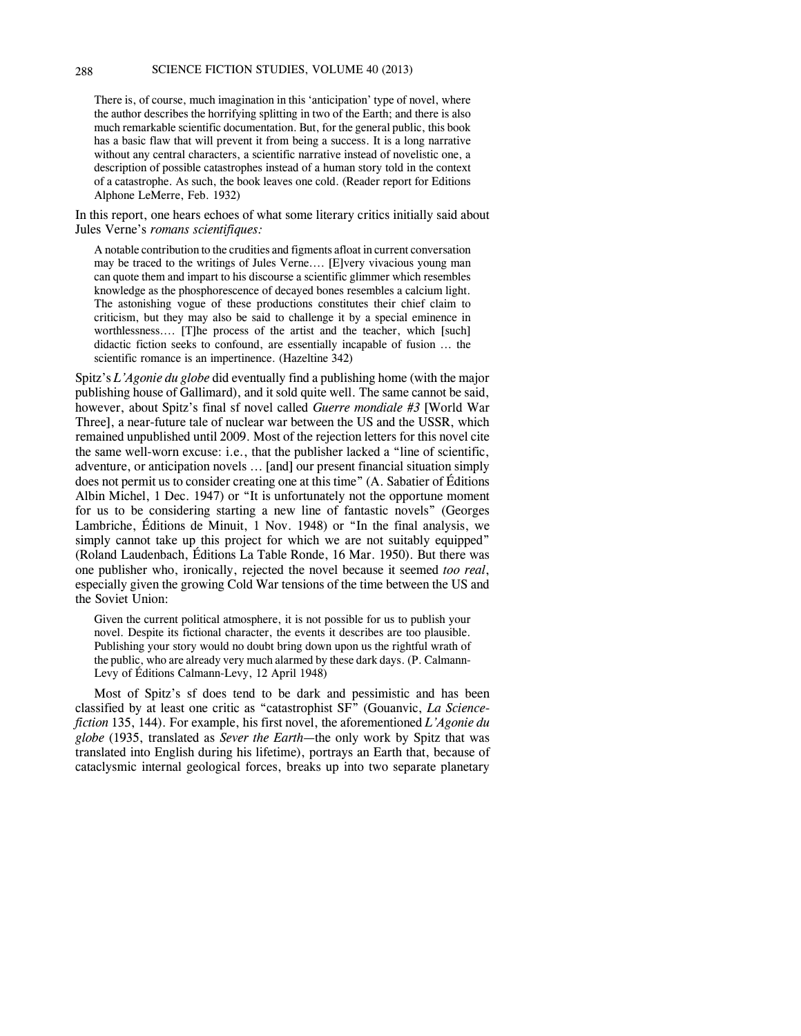> There is, of course, much imagination in this 'anticipation' type of novel, where the author describes the horrifying splitting in two of the Earth; and there is also much remarkable scientific documentation. But, for the general public, this book has a basic flaw that will prevent it from being a success. It is a long narrative without any central characters, a scientific narrative instead of novelistic one, a description of possible catastrophes instead of a human story told in the context of a catastrophe. As such, the book leaves one cold. (Reader report for Editions Alphone LeMerre, Feb. 1932)

In this report, one hears echoes of what some literary critics initially said about Jules Verne's *romans scientifiques:*

> A notable contribution to the crudities and figments afloat in current conversation may be traced to the writings of Jules Verne.... [E]very vivacious young man can quote them and impart to his discourse a scientific glimmer which resembles knowledge as the phosphorescence of decayed bones resembles a calcium light. The astonishing vogue of these productions constitutes their chief claim to criticism, but they may also be said to challenge it by a special eminence in worthlessness.... [T]he process of the artist and the teacher, which [such] didactic fiction seeks to confound, are essentially incapable of fusion ... the scientific romance is an impertinence. (Hazeltine 342)

Spitz's *L'Agonie du globe* did eventually find a publishing home (with the major publishing house of Gallimard), and it sold quite well. The same cannot be said, however, about Spitz's final sf novel called *Guerre mondiale #3* [World War Three], a near-future tale of nuclear war between the US and the USSR, which remained unpublished until 2009. Most of the rejection letters for this novel cite the same well-worn excuse: i.e., that the publisher lacked a "line of scientific, adventure, or anticipation novels ... [and] our present financial situation simply does not permit us to consider creating one at this time" (A. Sabatier of Éditions Albin Michel, 1 Dec. 1947) or "It is unfortunately not the opportune moment for us to be considering starting a new line of fantastic novels" (Georges Lambriche, Éditions de Minuit, 1 Nov. 1948) or "In the final analysis, we simply cannot take up this project for which we are not suitably equipped" (Roland Laudenbach, Éditions La Table Ronde, 16 Mar. 1950). But there was one publisher who, ironically, rejected the novel because it seemed *too real*, especially given the growing Cold War tensions of the time between the US and the Soviet Union:

> Given the current political atmosphere, it is not possible for us to publish your novel. Despite its fictional character, the events it describes are too plausible. Publishing your story would no doubt bring down upon us the rightful wrath of the public, who are already very much alarmed by these dark days. (P. Calmann-Levy of Éditions Calmann-Levy, 12 April 1948)

Most of Spitz's sf does tend to be dark and pessimistic and has been classified by at least one critic as "catastrophist SF" (Gouanvic, *La Science-fiction* 135, 144). For example, his first novel, the aforementioned *L'Agonie du globe* (1935, translated as *Sever the Earth*—the only work by Spitz that was translated into English during his lifetime), portrays an Earth that, because of cataclysmic internal geological forces, breaks up into two separate planetary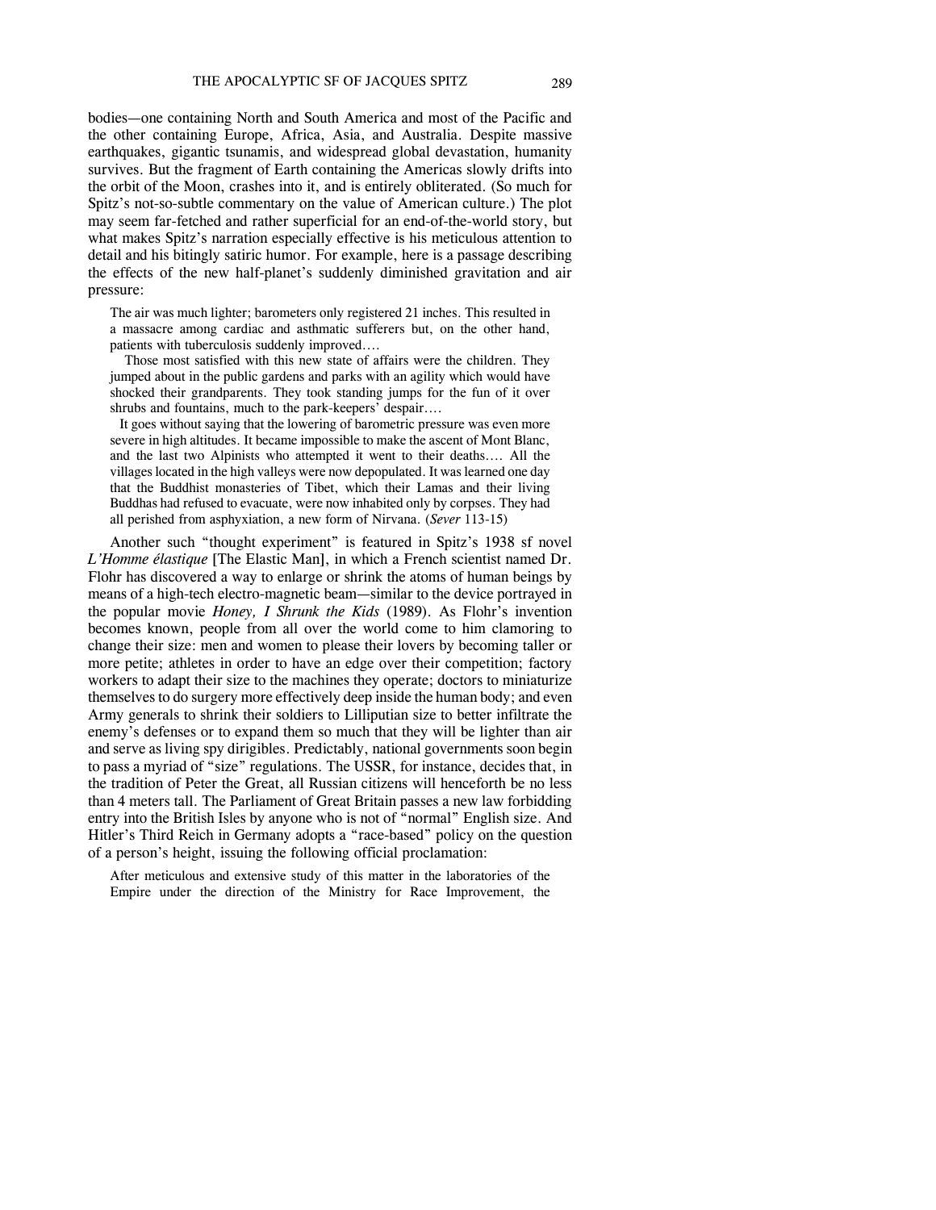bodies—one containing North and South America and most of the Pacific and the other containing Europe, Africa, Asia, and Australia. Despite massive earthquakes, gigantic tsunamis, and widespread global devastation, humanity survives. But the fragment of Earth containing the Americas slowly drifts into the orbit of the Moon, crashes into it, and is entirely obliterated. (So much for Spitz's not-so-subtle commentary on the value of American culture.) The plot may seem far-fetched and rather superficial for an end-of-the-world story, but what makes Spitz's narration especially effective is his meticulous attention to detail and his bitingly satiric humor. For example, here is a passage describing the effects of the new half-planet's suddenly diminished gravitation and air pressure:

> The air was much lighter; barometers only registered 21 inches. This resulted in a massacre among cardiac and asthmatic sufferers but, on the other hand, patients with tuberculosis suddenly improved….
>
> Those most satisfied with this new state of affairs were the children. They jumped about in the public gardens and parks with an agility which would have shocked their grandparents. They took standing jumps for the fun of it over shrubs and fountains, much to the park-keepers' despair….
>
> It goes without saying that the lowering of barometric pressure was even more severe in high altitudes. It became impossible to make the ascent of Mont Blanc, and the last two Alpinists who attempted it went to their deaths…. All the villages located in the high valleys were now depopulated. It was learned one day that the Buddhist monasteries of Tibet, which their Lamas and their living Buddhas had refused to evacuate, were now inhabited only by corpses. They had all perished from asphyxiation, a new form of Nirvana. (*Sever* 113-15)

Another such "thought experiment" is featured in Spitz's 1938 sf novel *L'Homme élastique* [The Elastic Man], in which a French scientist named Dr. Flohr has discovered a way to enlarge or shrink the atoms of human beings by means of a high-tech electro-magnetic beam—similar to the device portrayed in the popular movie *Honey, I Shrunk the Kids* (1989). As Flohr's invention becomes known, people from all over the world come to him clamoring to change their size: men and women to please their lovers by becoming taller or more petite; athletes in order to have an edge over their competition; factory workers to adapt their size to the machines they operate; doctors to miniaturize themselves to do surgery more effectively deep inside the human body; and even Army generals to shrink their soldiers to Lilliputian size to better infiltrate the enemy's defenses or to expand them so much that they will be lighter than air and serve as living spy dirigibles. Predictably, national governments soon begin to pass a myriad of "size" regulations. The USSR, for instance, decides that, in the tradition of Peter the Great, all Russian citizens will henceforth be no less than 4 meters tall. The Parliament of Great Britain passes a new law forbidding entry into the British Isles by anyone who is not of "normal" English size. And Hitler's Third Reich in Germany adopts a "race-based" policy on the question of a person's height, issuing the following official proclamation:

> After meticulous and extensive study of this matter in the laboratories of the Empire under the direction of the Ministry for Race Improvement, the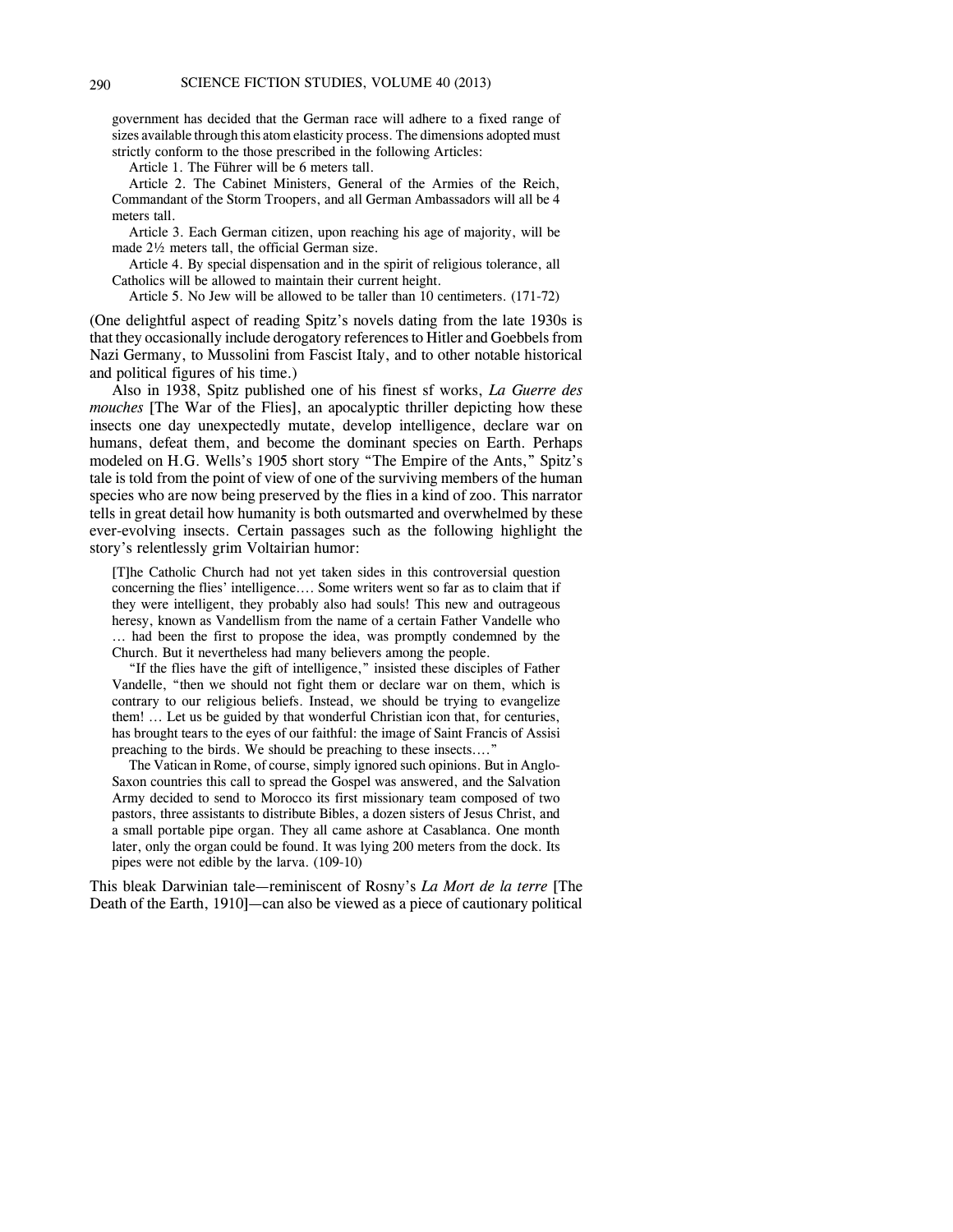government has decided that the German race will adhere to a fixed range of sizes available through this atom elasticity process. The dimensions adopted must strictly conform to the those prescribed in the following Articles:

> Article 1. The Führer will be 6 meters tall.
>
> Article 2. The Cabinet Ministers, General of the Armies of the Reich, Commandant of the Storm Troopers, and all German Ambassadors will all be 4 meters tall.
>
> Article 3. Each German citizen, upon reaching his age of majority, will be made 2½ meters tall, the official German size.
>
> Article 4. By special dispensation and in the spirit of religious tolerance, all Catholics will be allowed to maintain their current height.
>
> Article 5. No Jew will be allowed to be taller than 10 centimeters. (171-72)

(One delightful aspect of reading Spitz's novels dating from the late 1930s is that they occasionally include derogatory references to Hitler and Goebbels from Nazi Germany, to Mussolini from Fascist Italy, and to other notable historical and political figures of his time.)

Also in 1938, Spitz published one of his finest sf works, *La Guerre des mouches* [The War of the Flies], an apocalyptic thriller depicting how these insects one day unexpectedly mutate, develop intelligence, declare war on humans, defeat them, and become the dominant species on Earth. Perhaps modeled on H.G. Wells's 1905 short story "The Empire of the Ants," Spitz's tale is told from the point of view of one of the surviving members of the human species who are now being preserved by the flies in a kind of zoo. This narrator tells in great detail how humanity is both outsmarted and overwhelmed by these ever-evolving insects. Certain passages such as the following highlight the story's relentlessly grim Voltairian humor:

> [T]he Catholic Church had not yet taken sides in this controversial question concerning the flies' intelligence.... Some writers went so far as to claim that if they were intelligent, they probably also had souls! This new and outrageous heresy, known as Vandellism from the name of a certain Father Vandelle who … had been the first to propose the idea, was promptly condemned by the Church. But it nevertheless had many believers among the people.
>
> "If the flies have the gift of intelligence," insisted these disciples of Father Vandelle, "then we should not fight them or declare war on them, which is contrary to our religious beliefs. Instead, we should be trying to evangelize them! … Let us be guided by that wonderful Christian icon that, for centuries, has brought tears to the eyes of our faithful: the image of Saint Francis of Assisi preaching to the birds. We should be preaching to these insects...."
>
> The Vatican in Rome, of course, simply ignored such opinions. But in Anglo-Saxon countries this call to spread the Gospel was answered, and the Salvation Army decided to send to Morocco its first missionary team composed of two pastors, three assistants to distribute Bibles, a dozen sisters of Jesus Christ, and a small portable pipe organ. They all came ashore at Casablanca. One month later, only the organ could be found. It was lying 200 meters from the dock. Its pipes were not edible by the larva. (109-10)

This bleak Darwinian tale—reminiscent of Rosny's *La Mort de la terre* [The Death of the Earth, 1910]—can also be viewed as a piece of cautionary political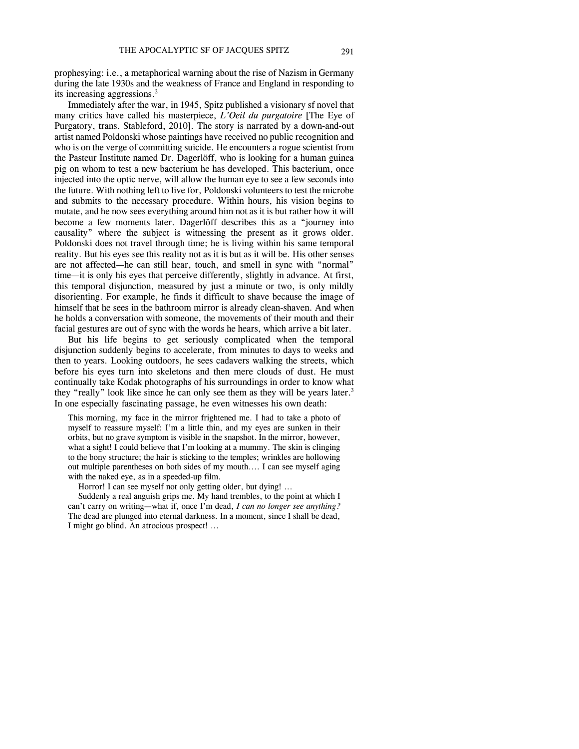prophesying: i.e., a metaphorical warning about the rise of Nazism in Germany during the late 1930s and the weakness of France and England in responding to its increasing aggressions.[2]

Immediately after the war, in 1945, Spitz published a visionary sf novel that many critics have called his masterpiece, *L'Oeil du purgatoire* [The Eye of Purgatory, trans. Stableford, 2010]. The story is narrated by a down-and-out artist named Poldonski whose paintings have received no public recognition and who is on the verge of committing suicide. He encounters a rogue scientist from the Pasteur Institute named Dr. Dagerlöff, who is looking for a human guinea pig on whom to test a new bacterium he has developed. This bacterium, once injected into the optic nerve, will allow the human eye to see a few seconds into the future. With nothing left to live for, Poldonski volunteers to test the microbe and submits to the necessary procedure. Within hours, his vision begins to mutate, and he now sees everything around him not as it is but rather how it will become a few moments later. Dagerlöff describes this as a "journey into causality" where the subject is witnessing the present as it grows older. Poldonski does not travel through time; he is living within his same temporal reality. But his eyes see this reality not as it is but as it will be. His other senses are not affected—he can still hear, touch, and smell in sync with "normal" time—it is only his eyes that perceive differently, slightly in advance. At first, this temporal disjunction, measured by just a minute or two, is only mildly disorienting. For example, he finds it difficult to shave because the image of himself that he sees in the bathroom mirror is already clean-shaven. And when he holds a conversation with someone, the movements of their mouth and their facial gestures are out of sync with the words he hears, which arrive a bit later.

But his life begins to get seriously complicated when the temporal disjunction suddenly begins to accelerate, from minutes to days to weeks and then to years. Looking outdoors, he sees cadavers walking the streets, which before his eyes turn into skeletons and then mere clouds of dust. He must continually take Kodak photographs of his surroundings in order to know what they "really" look like since he can only see them as they will be years later.[3] In one especially fascinating passage, he even witnesses his own death:

> This morning, my face in the mirror frightened me. I had to take a photo of myself to reassure myself: I'm a little thin, and my eyes are sunken in their orbits, but no grave symptom is visible in the snapshot. In the mirror, however, what a sight! I could believe that I'm looking at a mummy. The skin is clinging to the bony structure; the hair is sticking to the temples; wrinkles are hollowing out multiple parentheses on both sides of my mouth.... I can see myself aging with the naked eye, as in a speeded-up film.
>
> Horror! I can see myself not only getting older, but dying! ...
>
> Suddenly a real anguish grips me. My hand trembles, to the point at which I can't carry on writing—what if, once I'm dead, *I can no longer see anything?* The dead are plunged into eternal darkness. In a moment, since I shall be dead, I might go blind. An atrocious prospect! ...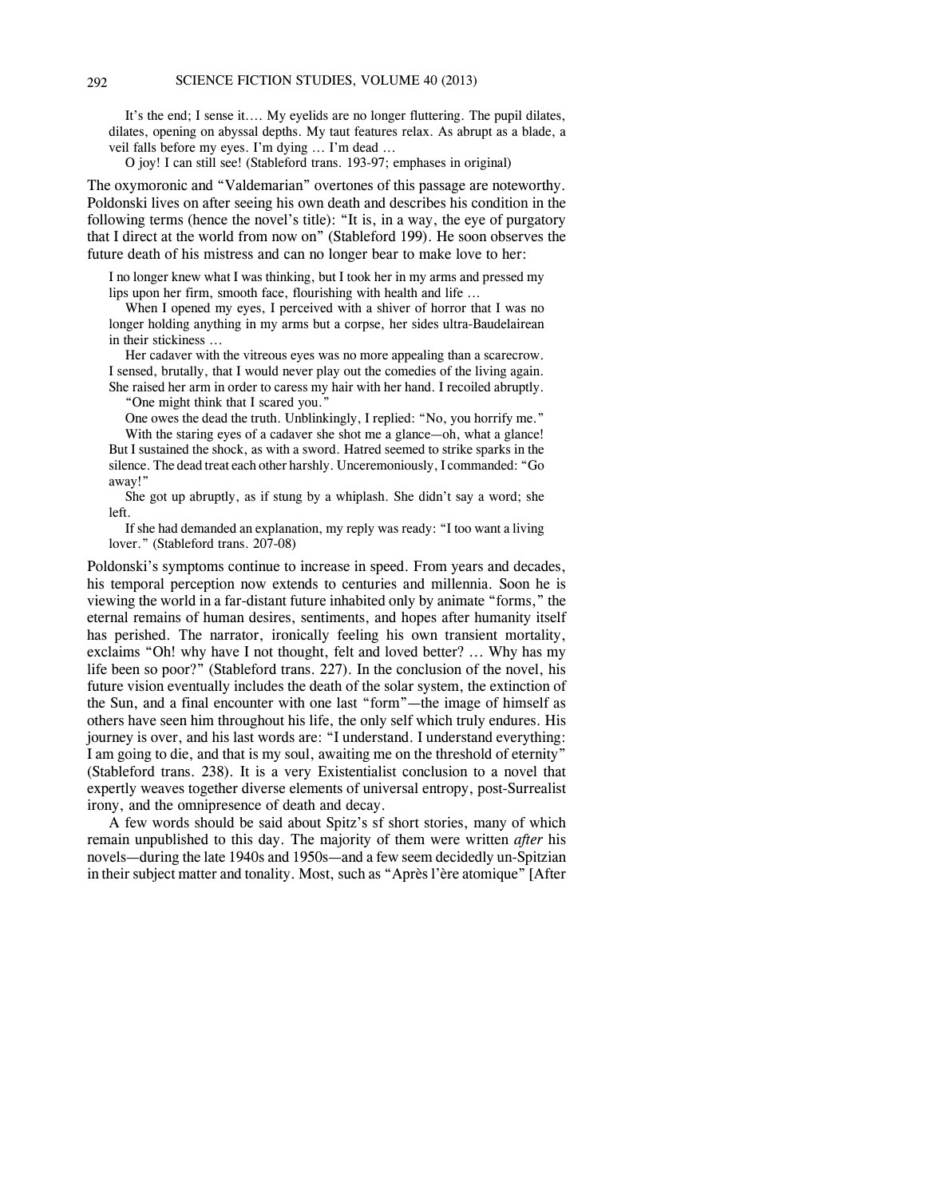> It's the end; I sense it.... My eyelids are no longer fluttering. The pupil dilates, dilates, opening on abyssal depths. My taut features relax. As abrupt as a blade, a veil falls before my eyes. I'm dying … I'm dead …
>
> O joy! I can still see! (Stableford trans. 193-97; emphases in original)

The oxymoronic and "Valdemarian" overtones of this passage are noteworthy. Poldonski lives on after seeing his own death and describes his condition in the following terms (hence the novel's title): "It is, in a way, the eye of purgatory that I direct at the world from now on" (Stableford 199). He soon observes the future death of his mistress and can no longer bear to make love to her:

> I no longer knew what I was thinking, but I took her in my arms and pressed my lips upon her firm, smooth face, flourishing with health and life …
>
> When I opened my eyes, I perceived with a shiver of horror that I was no longer holding anything in my arms but a corpse, her sides ultra-Baudelairean in their stickiness …
>
> Her cadaver with the vitreous eyes was no more appealing than a scarecrow. I sensed, brutally, that I would never play out the comedies of the living again. She raised her arm in order to caress my hair with her hand. I recoiled abruptly.
>
> "One might think that I scared you."
>
> One owes the dead the truth. Unblinkingly, I replied: "No, you horrify me."
>
> With the staring eyes of a cadaver she shot me a glance—oh, what a glance! But I sustained the shock, as with a sword. Hatred seemed to strike sparks in the silence. The dead treat each other harshly. Unceremoniously, I commanded: "Go away!"
>
> She got up abruptly, as if stung by a whiplash. She didn't say a word; she left.
>
> If she had demanded an explanation, my reply was ready: "I too want a living lover." (Stableford trans. 207-08)

Poldonski's symptoms continue to increase in speed. From years and decades, his temporal perception now extends to centuries and millennia. Soon he is viewing the world in a far-distant future inhabited only by animate "forms," the eternal remains of human desires, sentiments, and hopes after humanity itself has perished. The narrator, ironically feeling his own transient mortality, exclaims "Oh! why have I not thought, felt and loved better? … Why has my life been so poor?" (Stableford trans. 227). In the conclusion of the novel, his future vision eventually includes the death of the solar system, the extinction of the Sun, and a final encounter with one last "form"—the image of himself as others have seen him throughout his life, the only self which truly endures. His journey is over, and his last words are: "I understand. I understand everything: I am going to die, and that is my soul, awaiting me on the threshold of eternity" (Stableford trans. 238). It is a very Existentialist conclusion to a novel that expertly weaves together diverse elements of universal entropy, post-Surrealist irony, and the omnipresence of death and decay.

A few words should be said about Spitz's sf short stories, many of which remain unpublished to this day. The majority of them were written *after* his novels—during the late 1940s and 1950s—and a few seem decidedly un-Spitzian in their subject matter and tonality. Most, such as "Après l'ère atomique" [After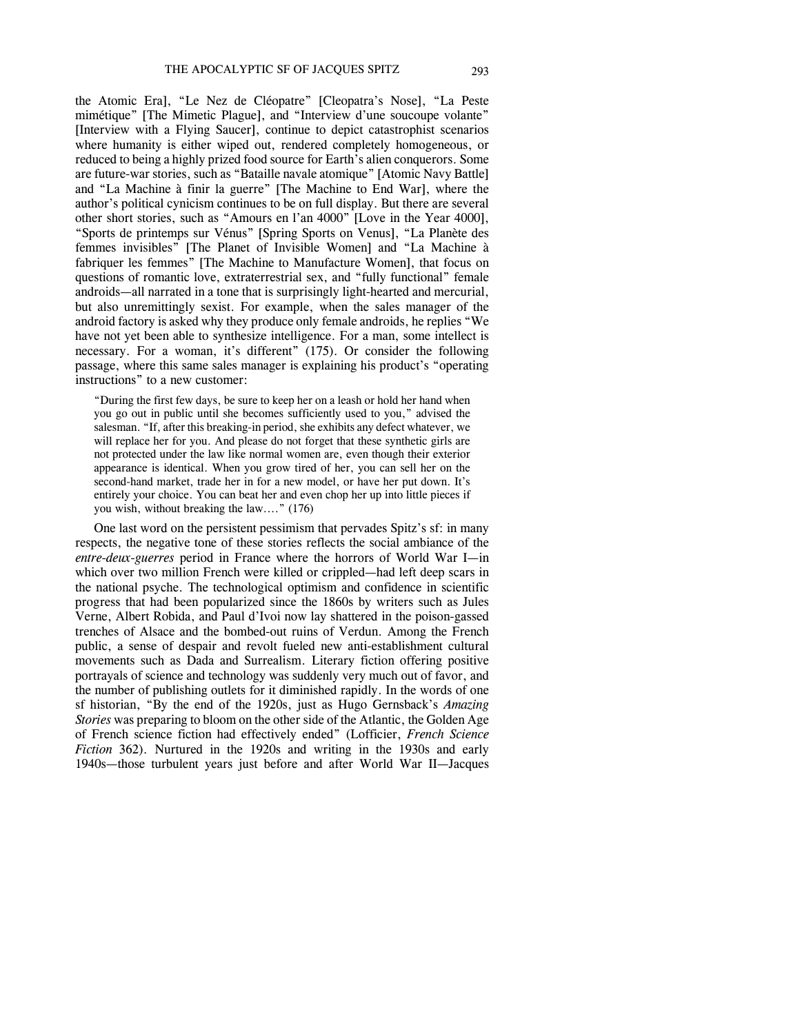the Atomic Era], "Le Nez de Cléopatre" [Cleopatra's Nose], "La Peste mimétique" [The Mimetic Plague], and "Interview d'une soucoupe volante" [Interview with a Flying Saucer], continue to depict catastrophist scenarios where humanity is either wiped out, rendered completely homogeneous, or reduced to being a highly prized food source for Earth's alien conquerors. Some are future-war stories, such as "Bataille navale atomique" [Atomic Navy Battle] and "La Machine à finir la guerre" [The Machine to End War], where the author's political cynicism continues to be on full display. But there are several other short stories, such as "Amours en l'an 4000" [Love in the Year 4000], "Sports de printemps sur Vénus" [Spring Sports on Venus], "La Planète des femmes invisibles" [The Planet of Invisible Women] and "La Machine à fabriquer les femmes" [The Machine to Manufacture Women], that focus on questions of romantic love, extraterrestrial sex, and "fully functional" female androids—all narrated in a tone that is surprisingly light-hearted and mercurial, but also unremittingly sexist. For example, when the sales manager of the android factory is asked why they produce only female androids, he replies "We have not yet been able to synthesize intelligence. For a man, some intellect is necessary. For a woman, it's different" (175). Or consider the following passage, where this same sales manager is explaining his product's "operating instructions" to a new customer:

> "During the first few days, be sure to keep her on a leash or hold her hand when you go out in public until she becomes sufficiently used to you," advised the salesman. "If, after this breaking-in period, she exhibits any defect whatever, we will replace her for you. And please do not forget that these synthetic girls are not protected under the law like normal women are, even though their exterior appearance is identical. When you grow tired of her, you can sell her on the second-hand market, trade her in for a new model, or have her put down. It's entirely your choice. You can beat her and even chop her up into little pieces if you wish, without breaking the law…." (176)

One last word on the persistent pessimism that pervades Spitz's sf: in many respects, the negative tone of these stories reflects the social ambiance of the *entre-deux-guerres* period in France where the horrors of World War I—in which over two million French were killed or crippled—had left deep scars in the national psyche. The technological optimism and confidence in scientific progress that had been popularized since the 1860s by writers such as Jules Verne, Albert Robida, and Paul d'Ivoi now lay shattered in the poison-gassed trenches of Alsace and the bombed-out ruins of Verdun. Among the French public, a sense of despair and revolt fueled new anti-establishment cultural movements such as Dada and Surrealism. Literary fiction offering positive portrayals of science and technology was suddenly very much out of favor, and the number of publishing outlets for it diminished rapidly. In the words of one sf historian, "By the end of the 1920s, just as Hugo Gernsback's *Amazing Stories* was preparing to bloom on the other side of the Atlantic, the Golden Age of French science fiction had effectively ended" (Lofficier, *French Science Fiction* 362). Nurtured in the 1920s and writing in the 1930s and early 1940s—those turbulent years just before and after World War II—Jacques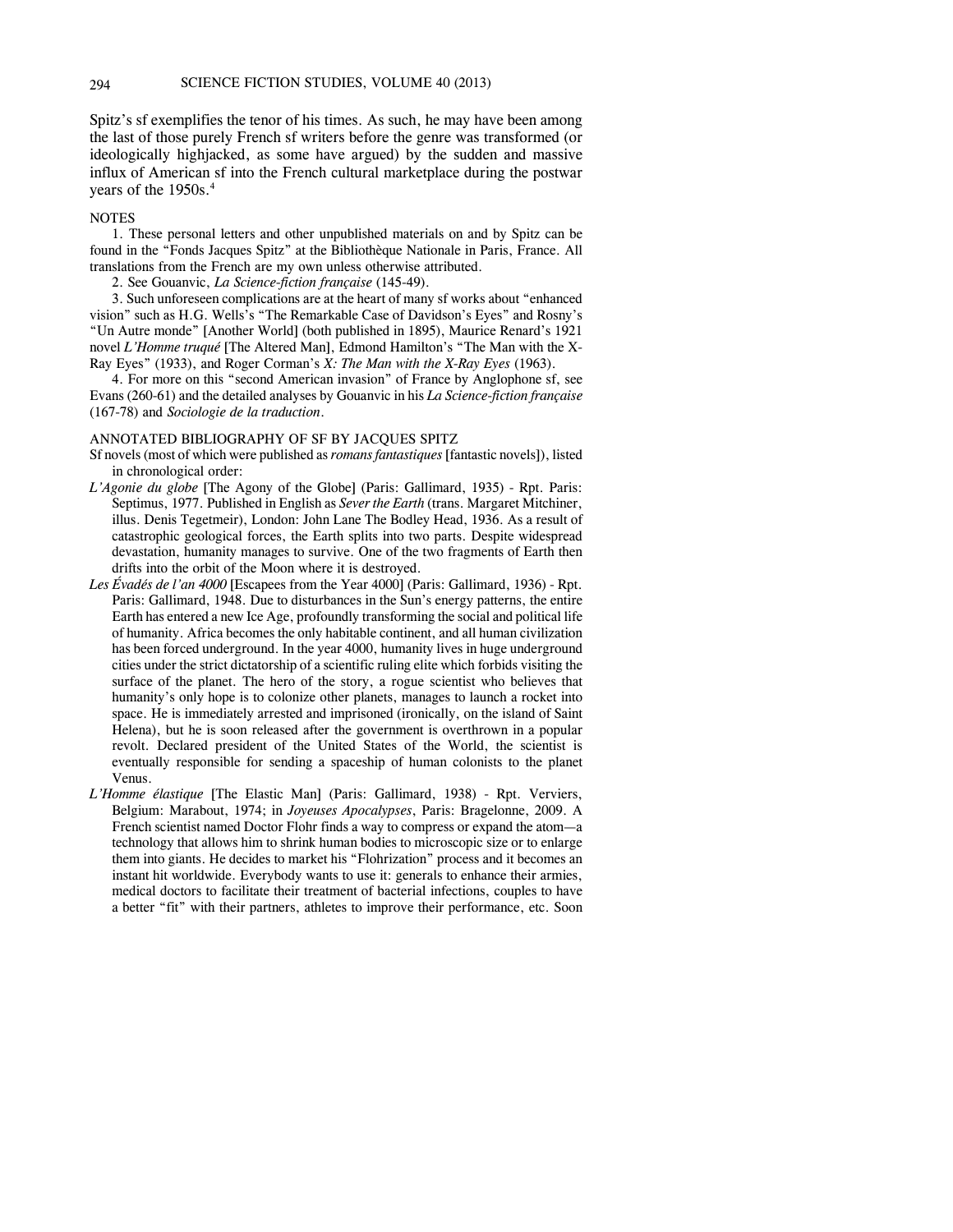Spitz's sf exemplifies the tenor of his times. As such, he may have been among the last of those purely French sf writers before the genre was transformed (or ideologically highjacked, as some have argued) by the sudden and massive influx of American sf into the French cultural marketplace during the postwar years of the 1950s.[4]

## NOTES

1. These personal letters and other unpublished materials on and by Spitz can be found in the "Fonds Jacques Spitz" at the Bibliothèque Nationale in Paris, France. All translations from the French are my own unless otherwise attributed.

2. See Gouanvic, *La Science-fiction française* (145-49).

3. Such unforeseen complications are at the heart of many sf works about "enhanced vision" such as H.G. Wells's "The Remarkable Case of Davidson's Eyes" and Rosny's "Un Autre monde" [Another World] (both published in 1895), Maurice Renard's 1921 novel *L'Homme truqué* [The Altered Man], Edmond Hamilton's "The Man with the X-Ray Eyes" (1933), and Roger Corman's *X: The Man with the X-Ray Eyes* (1963).

4. For more on this "second American invasion" of France by Anglophone sf, see Evans (260-61) and the detailed analyses by Gouanvic in his *La Science-fiction française* (167-78) and *Sociologie de la traduction*.

## ANNOTATED BIBLIOGRAPHY OF SF BY JACQUES SPITZ

Sf novels (most of which were published as *romans fantastiques* [fantastic novels]), listed in chronological order:

*L'Agonie du globe* [The Agony of the Globe] (Paris: Gallimard, 1935) - Rpt. Paris: Septimus, 1977. Published in English as *Sever the Earth* (trans. Margaret Mitchiner, illus. Denis Tegetmeir), London: John Lane The Bodley Head, 1936. As a result of catastrophic geological forces, the Earth splits into two parts. Despite widespread devastation, humanity manages to survive. One of the two fragments of Earth then drifts into the orbit of the Moon where it is destroyed.

*Les Évadés de l'an 4000* [Escapees from the Year 4000] (Paris: Gallimard, 1936) - Rpt. Paris: Gallimard, 1948. Due to disturbances in the Sun's energy patterns, the entire Earth has entered a new Ice Age, profoundly transforming the social and political life of humanity. Africa becomes the only habitable continent, and all human civilization has been forced underground. In the year 4000, humanity lives in huge underground cities under the strict dictatorship of a scientific ruling elite which forbids visiting the surface of the planet. The hero of the story, a rogue scientist who believes that humanity's only hope is to colonize other planets, manages to launch a rocket into space. He is immediately arrested and imprisoned (ironically, on the island of Saint Helena), but he is soon released after the government is overthrown in a popular revolt. Declared president of the United States of the World, the scientist is eventually responsible for sending a spaceship of human colonists to the planet Venus.

*L'Homme élastique* [The Elastic Man] (Paris: Gallimard, 1938) - Rpt. Verviers, Belgium: Marabout, 1974; in *Joyeuses Apocalypses*, Paris: Bragelonne, 2009. A French scientist named Doctor Flohr finds a way to compress or expand the atom—a technology that allows him to shrink human bodies to microscopic size or to enlarge them into giants. He decides to market his "Flohrization" process and it becomes an instant hit worldwide. Everybody wants to use it: generals to enhance their armies, medical doctors to facilitate their treatment of bacterial infections, couples to have a better "fit" with their partners, athletes to improve their performance, etc. Soon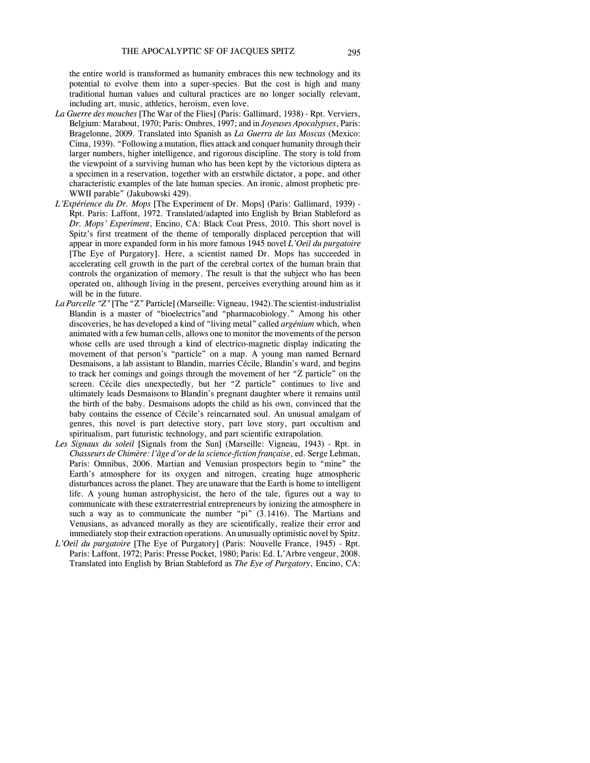the entire world is transformed as humanity embraces this new technology and its potential to evolve them into a super-species. But the cost is high and many traditional human values and cultural practices are no longer socially relevant, including art, music, athletics, heroism, even love.

*La Guerre des mouches* [The War of the Flies] (Paris: Gallimard, 1938) - Rpt. Verviers, Belgium: Marabout, 1970; Paris: Ombres, 1997; and in *Joyeuses Apocalypses*, Paris: Bragelonne, 2009. Translated into Spanish as *La Guerra de las Moscas* (Mexico: Cima, 1939). "Following a mutation, flies attack and conquer humanity through their larger numbers, higher intelligence, and rigorous discipline. The story is told from the viewpoint of a surviving human who has been kept by the victorious diptera as a specimen in a reservation, together with an erstwhile dictator, a pope, and other characteristic examples of the late human species. An ironic, almost prophetic pre-WWII parable" (Jakubowski 429).

*L'Expérience du Dr. Mops* [The Experiment of Dr. Mops] (Paris: Gallimard, 1939) - Rpt. Paris: Laffont, 1972. Translated/adapted into English by Brian Stableford as *Dr. Mops' Experiment*, Encino, CA: Black Coat Press, 2010. This short novel is Spitz's first treatment of the theme of temporally displaced perception that will appear in more expanded form in his more famous 1945 novel *L'Oeil du purgatoire* [The Eye of Purgatory]. Here, a scientist named Dr. Mops has succeeded in accelerating cell growth in the part of the cerebral cortex of the human brain that controls the organization of memory. The result is that the subject who has been operated on, although living in the present, perceives everything around him as it will be in the future.

*La Parcelle "Z"* [The "Z" Particle] (Marseille: Vigneau, 1942). The scientist-industrialist Blandin is a master of "bioelectrics" and "pharmacobiology." Among his other discoveries, he has developed a kind of "living metal" called *argénium* which, when animated with a few human cells, allows one to monitor the movements of the person whose cells are used through a kind of electrico-magnetic display indicating the movement of that person's "particle" on a map. A young man named Bernard Desmaisons, a lab assistant to Blandin, marries Cécile, Blandin's ward, and begins to track her comings and goings through the movement of her "Z particle" on the screen. Cécile dies unexpectedly, but her "Z particle" continues to live and ultimately leads Desmaisons to Blandin's pregnant daughter where it remains until the birth of the baby. Desmaisons adopts the child as his own, convinced that the baby contains the essence of Cécile's reincarnated soul. An unusual amalgam of genres, this novel is part detective story, part love story, part occultism and spiritualism, part futuristic technology, and part scientific extrapolation.

*Les Signaux du soleil* [Signals from the Sun] (Marseille: Vigneau, 1943) - Rpt. in *Chasseurs de Chimère: l'âge d'or de la science-fiction française*, ed. Serge Lehman, Paris: Omnibus, 2006. Martian and Venusian prospectors begin to "mine" the Earth's atmosphere for its oxygen and nitrogen, creating huge atmospheric disturbances across the planet. They are unaware that the Earth is home to intelligent life. A young human astrophysicist, the hero of the tale, figures out a way to communicate with these extraterrestrial entrepreneurs by ionizing the atmosphere in such a way as to communicate the number "pi" (3.1416). The Martians and Venusians, as advanced morally as they are scientifically, realize their error and immediately stop their extraction operations. An unusually optimistic novel by Spitz.

*L'Oeil du purgatoire* [The Eye of Purgatory] (Paris: Nouvelle France, 1945) - Rpt. Paris: Laffont, 1972; Paris: Presse Pocket, 1980; Paris: Ed. L'Arbre vengeur, 2008. Translated into English by Brian Stableford as *The Eye of Purgatory*, Encino, CA: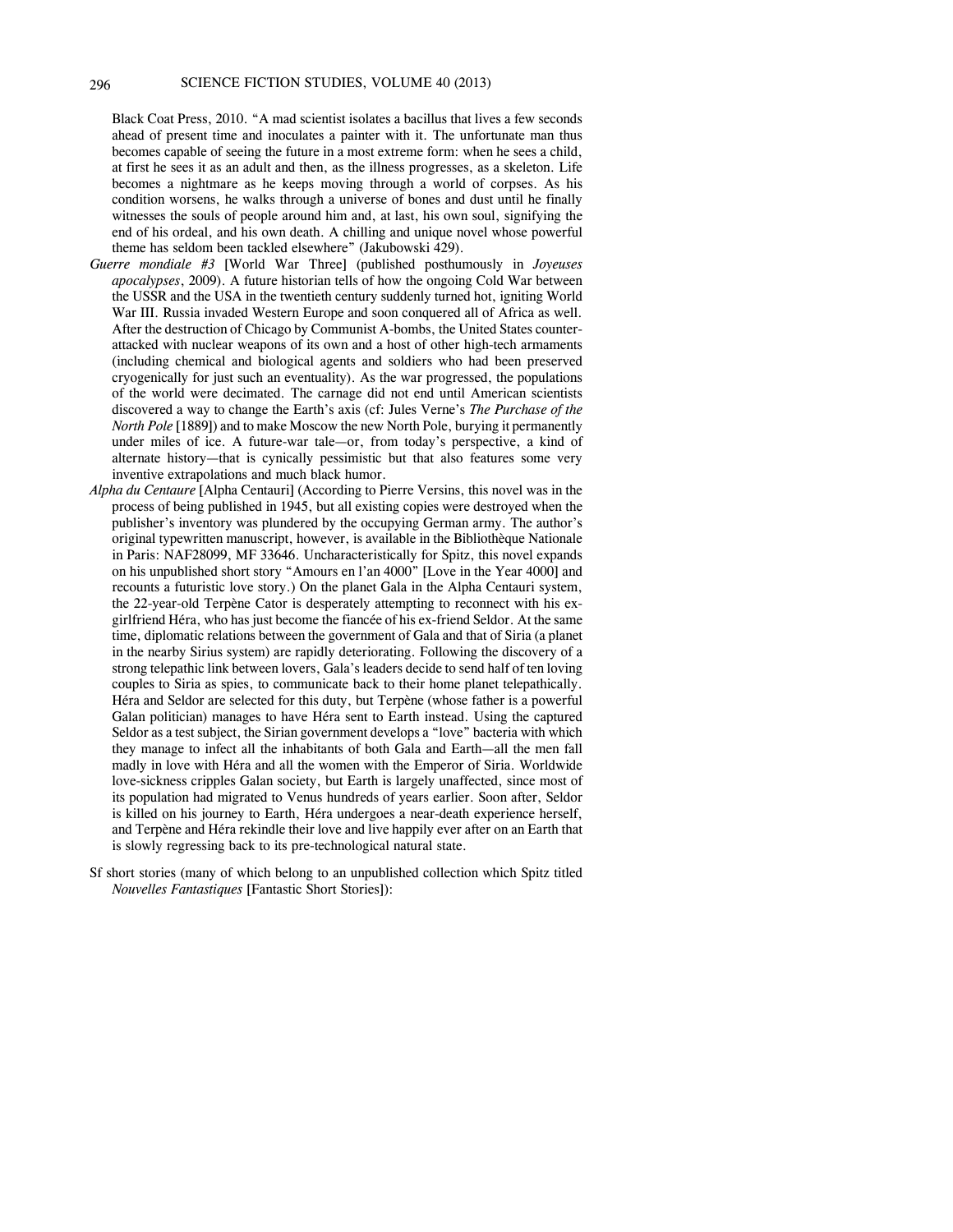Black Coat Press, 2010. "A mad scientist isolates a bacillus that lives a few seconds ahead of present time and inoculates a painter with it. The unfortunate man thus becomes capable of seeing the future in a most extreme form: when he sees a child, at first he sees it as an adult and then, as the illness progresses, as a skeleton. Life becomes a nightmare as he keeps moving through a world of corpses. As his condition worsens, he walks through a universe of bones and dust until he finally witnesses the souls of people around him and, at last, his own soul, signifying the end of his ordeal, and his own death. A chilling and unique novel whose powerful theme has seldom been tackled elsewhere" (Jakubowski 429).

*Guerre mondiale #3* [World War Three] (published posthumously in *Joyeuses apocalypses*, 2009). A future historian tells of how the ongoing Cold War between the USSR and the USA in the twentieth century suddenly turned hot, igniting World War III. Russia invaded Western Europe and soon conquered all of Africa as well. After the destruction of Chicago by Communist A-bombs, the United States counter-attacked with nuclear weapons of its own and a host of other high-tech armaments (including chemical and biological agents and soldiers who had been preserved cryogenically for just such an eventuality). As the war progressed, the populations of the world were decimated. The carnage did not end until American scientists discovered a way to change the Earth's axis (cf: Jules Verne's *The Purchase of the North Pole* [1889]) and to make Moscow the new North Pole, burying it permanently under miles of ice. A future-war tale—or, from today's perspective, a kind of alternate history—that is cynically pessimistic but that also features some very inventive extrapolations and much black humor.

*Alpha du Centaure* [Alpha Centauri] (According to Pierre Versins, this novel was in the process of being published in 1945, but all existing copies were destroyed when the publisher's inventory was plundered by the occupying German army. The author's original typewritten manuscript, however, is available in the Bibliothèque Nationale in Paris: NAF28099, MF 33646. Uncharacteristically for Spitz, this novel expands on his unpublished short story "Amours en l'an 4000" [Love in the Year 4000] and recounts a futuristic love story.) On the planet Gala in the Alpha Centauri system, the 22-year-old Terpène Cator is desperately attempting to reconnect with his ex-girlfriend Héra, who has just become the fiancée of his ex-friend Seldor. At the same time, diplomatic relations between the government of Gala and that of Siria (a planet in the nearby Sirius system) are rapidly deteriorating. Following the discovery of a strong telepathic link between lovers, Gala's leaders decide to send half of ten loving couples to Siria as spies, to communicate back to their home planet telepathically. Héra and Seldor are selected for this duty, but Terpène (whose father is a powerful Galan politician) manages to have Héra sent to Earth instead. Using the captured Seldor as a test subject, the Sirian government develops a "love" bacteria with which they manage to infect all the inhabitants of both Gala and Earth—all the men fall madly in love with Héra and all the women with the Emperor of Siria. Worldwide love-sickness cripples Galan society, but Earth is largely unaffected, since most of its population had migrated to Venus hundreds of years earlier. Soon after, Seldor is killed on his journey to Earth, Héra undergoes a near-death experience herself, and Terpène and Héra rekindle their love and live happily ever after on an Earth that is slowly regressing back to its pre-technological natural state.

Sf short stories (many of which belong to an unpublished collection which Spitz titled *Nouvelles Fantastiques* [Fantastic Short Stories]):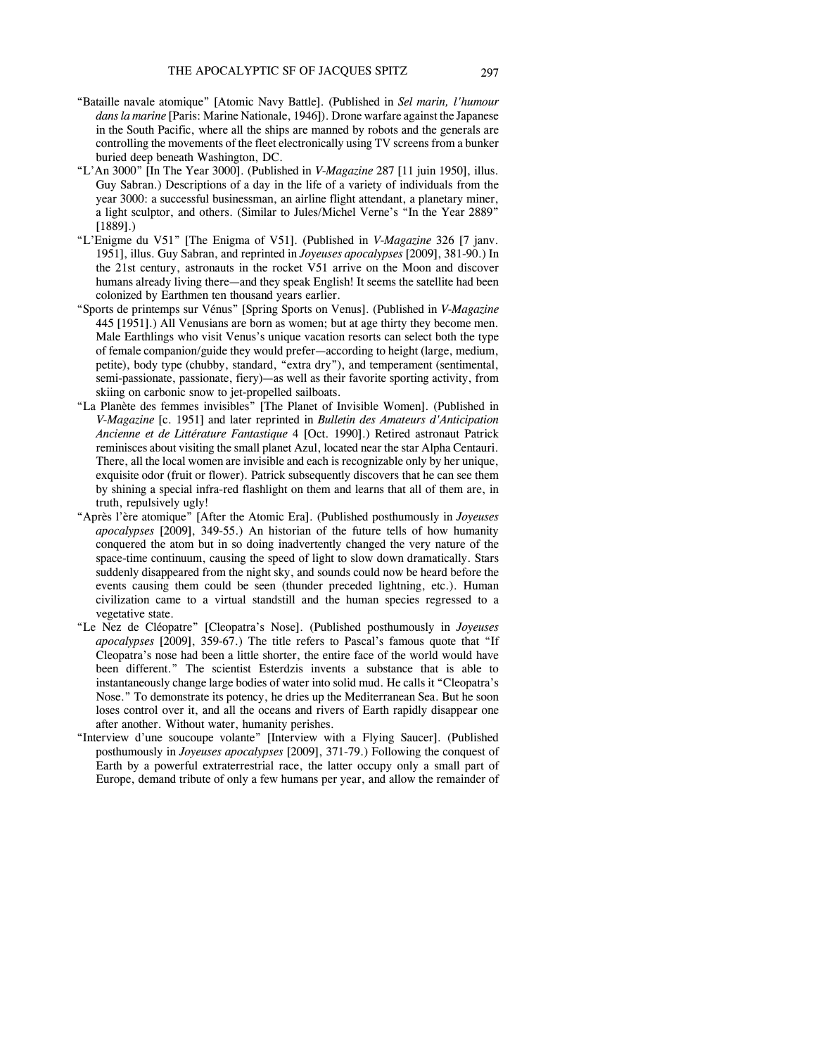"Bataille navale atomique" [Atomic Navy Battle]. (Published in *Sel marin, l'humour dans la marine* [Paris: Marine Nationale, 1946]). Drone warfare against the Japanese in the South Pacific, where all the ships are manned by robots and the generals are controlling the movements of the fleet electronically using TV screens from a bunker buried deep beneath Washington, DC.

"L'An 3000" [In The Year 3000]. (Published in *V-Magazine* 287 [11 juin 1950], illus. Guy Sabran.) Descriptions of a day in the life of a variety of individuals from the year 3000: a successful businessman, an airline flight attendant, a planetary miner, a light sculptor, and others. (Similar to Jules/Michel Verne's "In the Year 2889" [1889].)

"L'Enigme du V51" [The Enigma of V51]. (Published in *V-Magazine* 326 [7 janv. 1951], illus. Guy Sabran, and reprinted in *Joyeuses apocalypses* [2009], 381-90.) In the 21st century, astronauts in the rocket V51 arrive on the Moon and discover humans already living there—and they speak English! It seems the satellite had been colonized by Earthmen ten thousand years earlier.

"Sports de printemps sur Vénus" [Spring Sports on Venus]. (Published in *V-Magazine* 445 [1951].) All Venusians are born as women; but at age thirty they become men. Male Earthlings who visit Venus's unique vacation resorts can select both the type of female companion/guide they would prefer—according to height (large, medium, petite), body type (chubby, standard, "extra dry"), and temperament (sentimental, semi-passionate, passionate, fiery)—as well as their favorite sporting activity, from skiing on carbonic snow to jet-propelled sailboats.

"La Planète des femmes invisibles" [The Planet of Invisible Women]. (Published in *V-Magazine* [c. 1951] and later reprinted in *Bulletin des Amateurs d'Anticipation Ancienne et de Littérature Fantastique* 4 [Oct. 1990].) Retired astronaut Patrick reminisces about visiting the small planet Azul, located near the star Alpha Centauri. There, all the local women are invisible and each is recognizable only by her unique, exquisite odor (fruit or flower). Patrick subsequently discovers that he can see them by shining a special infra-red flashlight on them and learns that all of them are, in truth, repulsively ugly!

"Après l'ère atomique" [After the Atomic Era]. (Published posthumously in *Joyeuses apocalypses* [2009], 349-55.) An historian of the future tells of how humanity conquered the atom but in so doing inadvertently changed the very nature of the space-time continuum, causing the speed of light to slow down dramatically. Stars suddenly disappeared from the night sky, and sounds could now be heard before the events causing them could be seen (thunder preceded lightning, etc.). Human civilization came to a virtual standstill and the human species regressed to a vegetative state.

"Le Nez de Cléopatre" [Cleopatra's Nose]. (Published posthumously in *Joyeuses apocalypses* [2009], 359-67.) The title refers to Pascal's famous quote that "If Cleopatra's nose had been a little shorter, the entire face of the world would have been different." The scientist Esterdzis invents a substance that is able to instantaneously change large bodies of water into solid mud. He calls it "Cleopatra's Nose." To demonstrate its potency, he dries up the Mediterranean Sea. But he soon loses control over it, and all the oceans and rivers of Earth rapidly disappear one after another. Without water, humanity perishes.

"Interview d'une soucoupe volante" [Interview with a Flying Saucer]. (Published posthumously in *Joyeuses apocalypses* [2009], 371-79.) Following the conquest of Earth by a powerful extraterrestrial race, the latter occupy only a small part of Europe, demand tribute of only a few humans per year, and allow the remainder of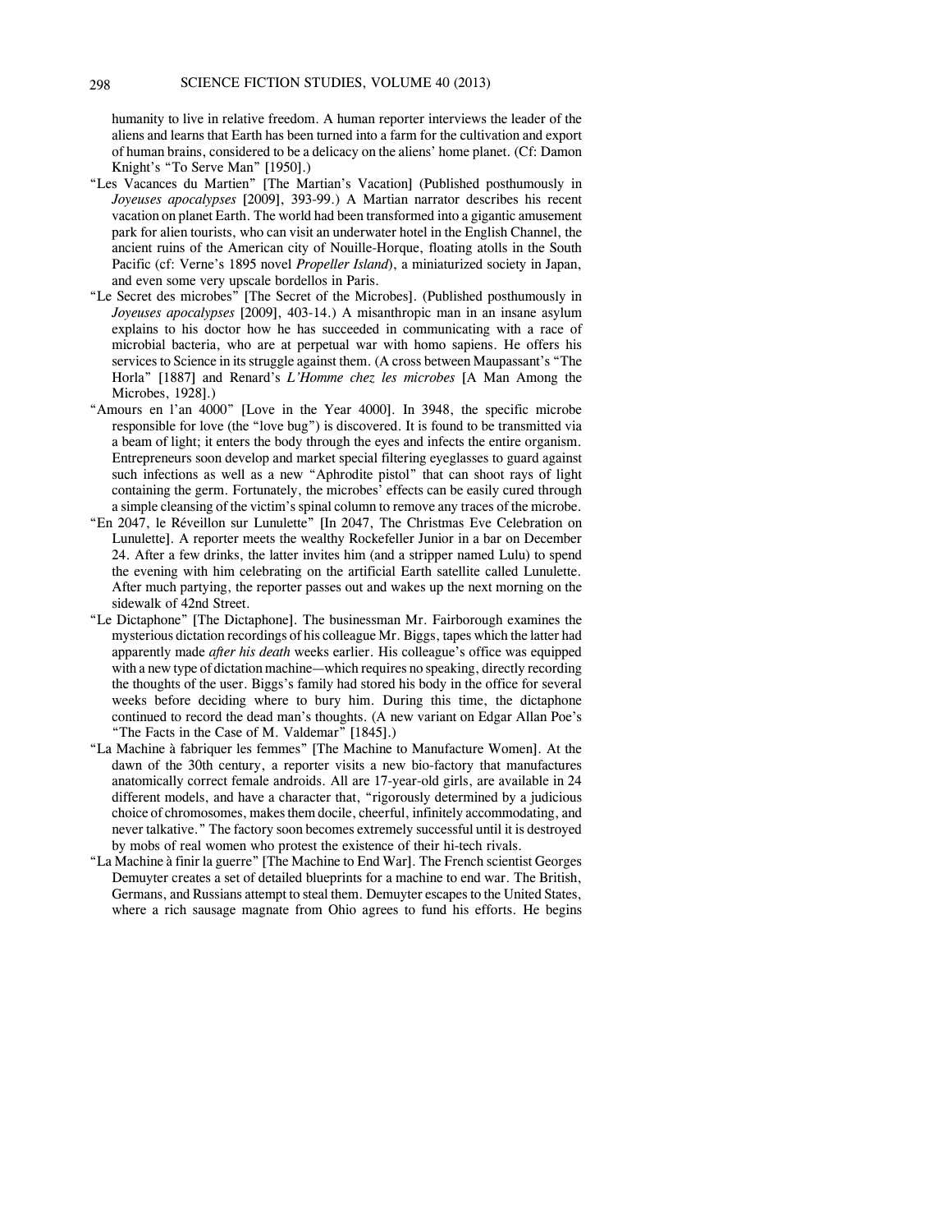humanity to live in relative freedom. A human reporter interviews the leader of the aliens and learns that Earth has been turned into a farm for the cultivation and export of human brains, considered to be a delicacy on the aliens' home planet. (Cf: Damon Knight's "To Serve Man" [1950].)

"Les Vacances du Martien" [The Martian's Vacation] (Published posthumously in *Joyeuses apocalypses* [2009], 393-99.) A Martian narrator describes his recent vacation on planet Earth. The world had been transformed into a gigantic amusement park for alien tourists, who can visit an underwater hotel in the English Channel, the ancient ruins of the American city of Nouille-Horque, floating atolls in the South Pacific (cf: Verne's 1895 novel *Propeller Island*), a miniaturized society in Japan, and even some very upscale bordellos in Paris.

"Le Secret des microbes" [The Secret of the Microbes]. (Published posthumously in *Joyeuses apocalypses* [2009], 403-14.) A misanthropic man in an insane asylum explains to his doctor how he has succeeded in communicating with a race of microbial bacteria, who are at perpetual war with homo sapiens. He offers his services to Science in its struggle against them. (A cross between Maupassant's "The Horla" [1887] and Renard's *L'Homme chez les microbes* [A Man Among the Microbes, 1928].)

"Amours en l'an 4000" [Love in the Year 4000]. In 3948, the specific microbe responsible for love (the "love bug") is discovered. It is found to be transmitted via a beam of light; it enters the body through the eyes and infects the entire organism. Entrepreneurs soon develop and market special filtering eyeglasses to guard against such infections as well as a new "Aphrodite pistol" that can shoot rays of light containing the germ. Fortunately, the microbes' effects can be easily cured through a simple cleansing of the victim's spinal column to remove any traces of the microbe.

"En 2047, le Réveillon sur Lunulette" [In 2047, The Christmas Eve Celebration on Lunulette]. A reporter meets the wealthy Rockefeller Junior in a bar on December 24. After a few drinks, the latter invites him (and a stripper named Lulu) to spend the evening with him celebrating on the artificial Earth satellite called Lunulette. After much partying, the reporter passes out and wakes up the next morning on the sidewalk of 42nd Street.

"Le Dictaphone" [The Dictaphone]. The businessman Mr. Fairborough examines the mysterious dictation recordings of his colleague Mr. Biggs, tapes which the latter had apparently made *after his death* weeks earlier. His colleague's office was equipped with a new type of dictation machine—which requires no speaking, directly recording the thoughts of the user. Biggs's family had stored his body in the office for several weeks before deciding where to bury him. During this time, the dictaphone continued to record the dead man's thoughts. (A new variant on Edgar Allan Poe's "The Facts in the Case of M. Valdemar" [1845].)

"La Machine à fabriquer les femmes" [The Machine to Manufacture Women]. At the dawn of the 30th century, a reporter visits a new bio-factory that manufactures anatomically correct female androids. All are 17-year-old girls, are available in 24 different models, and have a character that, "rigorously determined by a judicious choice of chromosomes, makes them docile, cheerful, infinitely accommodating, and never talkative." The factory soon becomes extremely successful until it is destroyed by mobs of real women who protest the existence of their hi-tech rivals.

"La Machine à finir la guerre" [The Machine to End War]. The French scientist Georges Demuyter creates a set of detailed blueprints for a machine to end war. The British, Germans, and Russians attempt to steal them. Demuyter escapes to the United States, where a rich sausage magnate from Ohio agrees to fund his efforts. He begins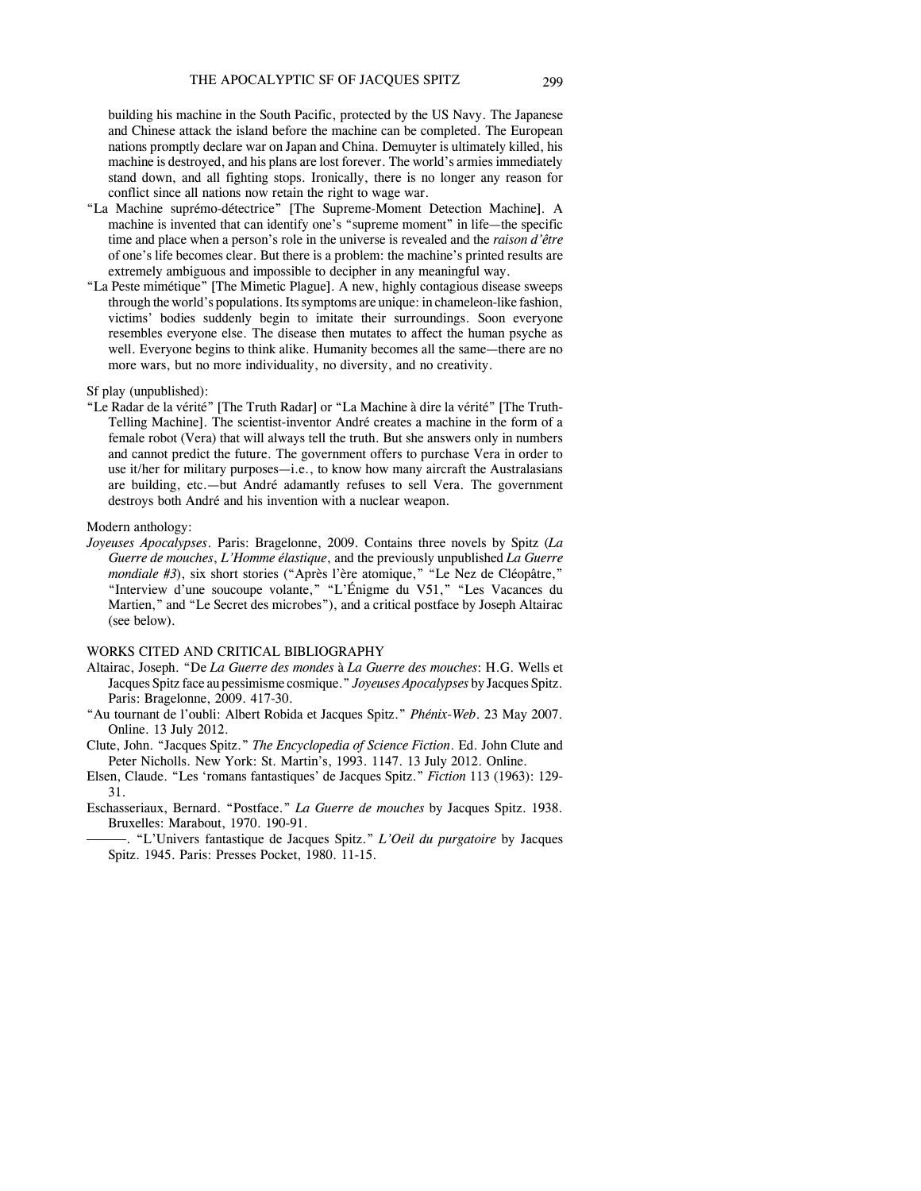building his machine in the South Pacific, protected by the US Navy. The Japanese and Chinese attack the island before the machine can be completed. The European nations promptly declare war on Japan and China. Demuyter is ultimately killed, his machine is destroyed, and his plans are lost forever. The world's armies immediately stand down, and all fighting stops. Ironically, there is no longer any reason for conflict since all nations now retain the right to wage war.

"La Machine suprémo-détectrice" [The Supreme-Moment Detection Machine]. A machine is invented that can identify one's "supreme moment" in life—the specific time and place when a person's role in the universe is revealed and the *raison d'être* of one's life becomes clear. But there is a problem: the machine's printed results are extremely ambiguous and impossible to decipher in any meaningful way.

"La Peste mimétique" [The Mimetic Plague]. A new, highly contagious disease sweeps through the world's populations. Its symptoms are unique: in chameleon-like fashion, victims' bodies suddenly begin to imitate their surroundings. Soon everyone resembles everyone else. The disease then mutates to affect the human psyche as well. Everyone begins to think alike. Humanity becomes all the same—there are no more wars, but no more individuality, no diversity, and no creativity.

Sf play (unpublished):

"Le Radar de la vérité" [The Truth Radar] or "La Machine à dire la vérité" [The Truth-Telling Machine]. The scientist-inventor André creates a machine in the form of a female robot (Vera) that will always tell the truth. But she answers only in numbers and cannot predict the future. The government offers to purchase Vera in order to use it/her for military purposes—i.e., to know how many aircraft the Australasians are building, etc.—but André adamantly refuses to sell Vera. The government destroys both André and his invention with a nuclear weapon.

Modern anthology:

*Joyeuses Apocalypses*. Paris: Bragelonne, 2009. Contains three novels by Spitz (*La Guerre de mouches*, *L'Homme élastique*, and the previously unpublished *La Guerre mondiale #3*), six short stories ("Après l'ère atomique," "Le Nez de Cléopâtre," "Interview d'une soucoupe volante," "L'Énigme du V51," "Les Vacances du Martien," and "Le Secret des microbes"), and a critical postface by Joseph Altairac (see below).

## WORKS CITED AND CRITICAL BIBLIOGRAPHY

Altairac, Joseph. "De *La Guerre des mondes* à *La Guerre des mouches*: H.G. Wells et Jacques Spitz face au pessimisme cosmique." *Joyeuses Apocalypses* by Jacques Spitz. Paris: Bragelonne, 2009. 417-30.

"Au tournant de l'oubli: Albert Robida et Jacques Spitz." *Phénix-Web*. 23 May 2007. Online. 13 July 2012.

Clute, John. "Jacques Spitz." *The Encyclopedia of Science Fiction*. Ed. John Clute and Peter Nicholls. New York: St. Martin's, 1993. 1147. 13 July 2012. Online.

Elsen, Claude. "Les 'romans fantastiques' de Jacques Spitz." *Fiction* 113 (1963): 129-31.

Eschasseriaux, Bernard. "Postface." *La Guerre de mouches* by Jacques Spitz. 1938. Bruxelles: Marabout, 1970. 190-91.

———. "L'Univers fantastique de Jacques Spitz." *L'Oeil du purgatoire* by Jacques Spitz. 1945. Paris: Presses Pocket, 1980. 11-15.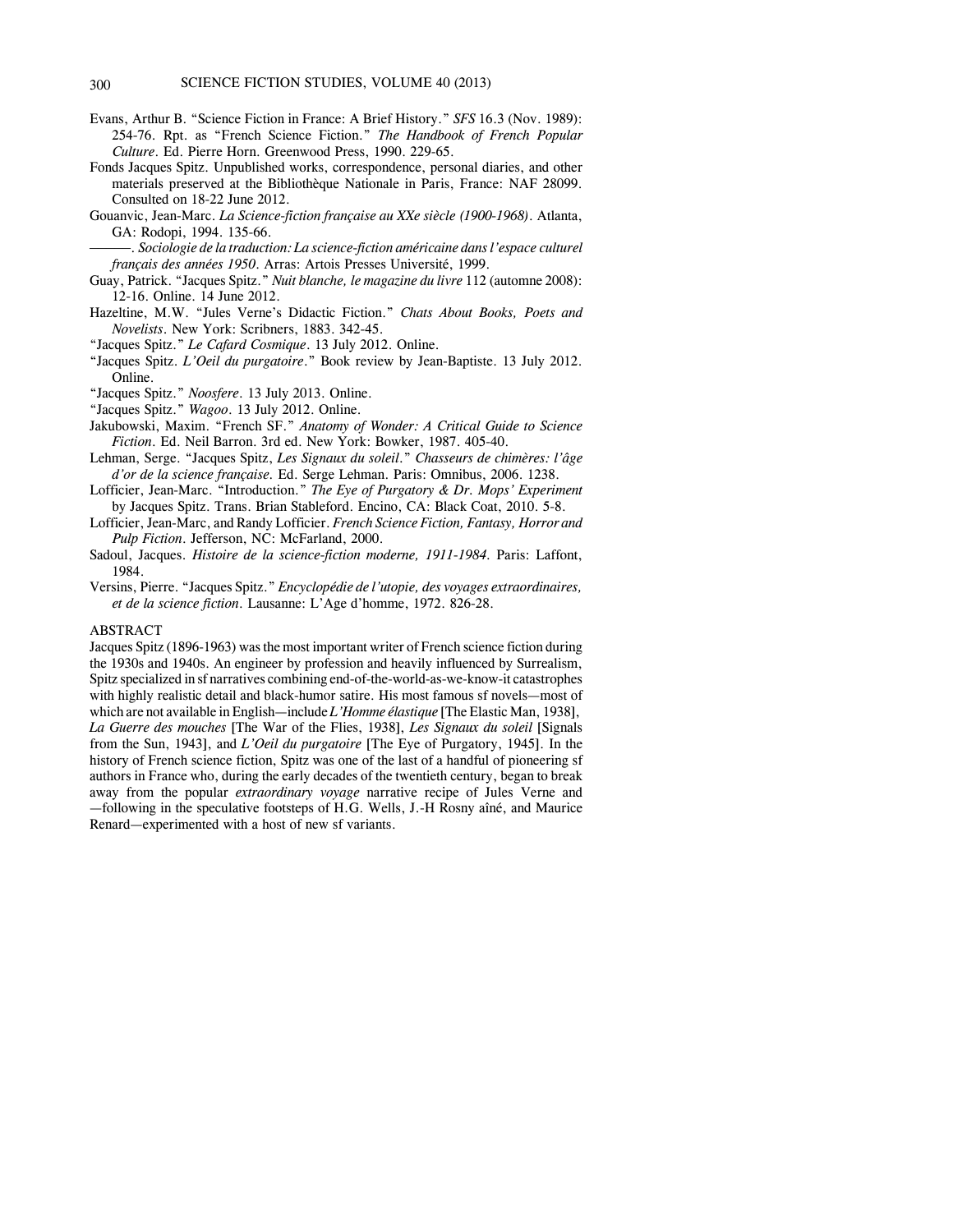Evans, Arthur B. "Science Fiction in France: A Brief History." *SFS* 16.3 (Nov. 1989): 254-76. Rpt. as "French Science Fiction." *The Handbook of French Popular Culture*. Ed. Pierre Horn. Greenwood Press, 1990. 229-65.

Fonds Jacques Spitz. Unpublished works, correspondence, personal diaries, and other materials preserved at the Bibliothèque Nationale in Paris, France: NAF 28099. Consulted on 18-22 June 2012.

Gouanvic, Jean-Marc. *La Science-fiction française au XXe siècle (1900-1968)*. Atlanta, GA: Rodopi, 1994. 135-66.

———. *Sociologie de la traduction: La science-fiction américaine dans l'espace culturel français des années 1950*. Arras: Artois Presses Université, 1999.

Guay, Patrick. "Jacques Spitz." *Nuit blanche, le magazine du livre* 112 (automne 2008): 12-16. Online. 14 June 2012.

Hazeltine, M.W. "Jules Verne's Didactic Fiction." *Chats About Books, Poets and Novelists*. New York: Scribners, 1883. 342-45.

"Jacques Spitz." *Le Cafard Cosmique*. 13 July 2012. Online.

"Jacques Spitz. *L'Oeil du purgatoire*." Book review by Jean-Baptiste. 13 July 2012. Online.

"Jacques Spitz." *Noosfere*. 13 July 2013. Online.

"Jacques Spitz." *Wagoo*. 13 July 2012. Online.

Jakubowski, Maxim. "French SF." *Anatomy of Wonder: A Critical Guide to Science Fiction*. Ed. Neil Barron. 3rd ed. New York: Bowker, 1987. 405-40.

Lehman, Serge. "Jacques Spitz, *Les Signaux du soleil*." *Chasseurs de chimères: l'âge d'or de la science française*. Ed. Serge Lehman. Paris: Omnibus, 2006. 1238.

Lofficier, Jean-Marc. "Introduction." *The Eye of Purgatory & Dr. Mops' Experiment* by Jacques Spitz. Trans. Brian Stableford. Encino, CA: Black Coat, 2010. 5-8.

Lofficier, Jean-Marc, and Randy Lofficier. *French Science Fiction, Fantasy, Horror and Pulp Fiction*. Jefferson, NC: McFarland, 2000.

Sadoul, Jacques. *Histoire de la science-fiction moderne, 1911-1984*. Paris: Laffont, 1984.

Versins, Pierre. "Jacques Spitz." *Encyclopédie de l'utopie, des voyages extraordinaires, et de la science fiction*. Lausanne: L'Age d'homme, 1972. 826-28.

## ABSTRACT

Jacques Spitz (1896-1963) was the most important writer of French science fiction during the 1930s and 1940s. An engineer by profession and heavily influenced by Surrealism, Spitz specialized in sf narratives combining end-of-the-world-as-we-know-it catastrophes with highly realistic detail and black-humor satire. His most famous sf novels—most of which are not available in English—include *L'Homme élastique* [The Elastic Man, 1938], *La Guerre des mouches* [The War of the Flies, 1938], *Les Signaux du soleil* [Signals from the Sun, 1943], and *L'Oeil du purgatoire* [The Eye of Purgatory, 1945]. In the history of French science fiction, Spitz was one of the last of a handful of pioneering sf authors in France who, during the early decades of the twentieth century, began to break away from the popular *extraordinary voyage* narrative recipe of Jules Verne and —following in the speculative footsteps of H.G. Wells, J.-H Rosny aîné, and Maurice Renard—experimented with a host of new sf variants.